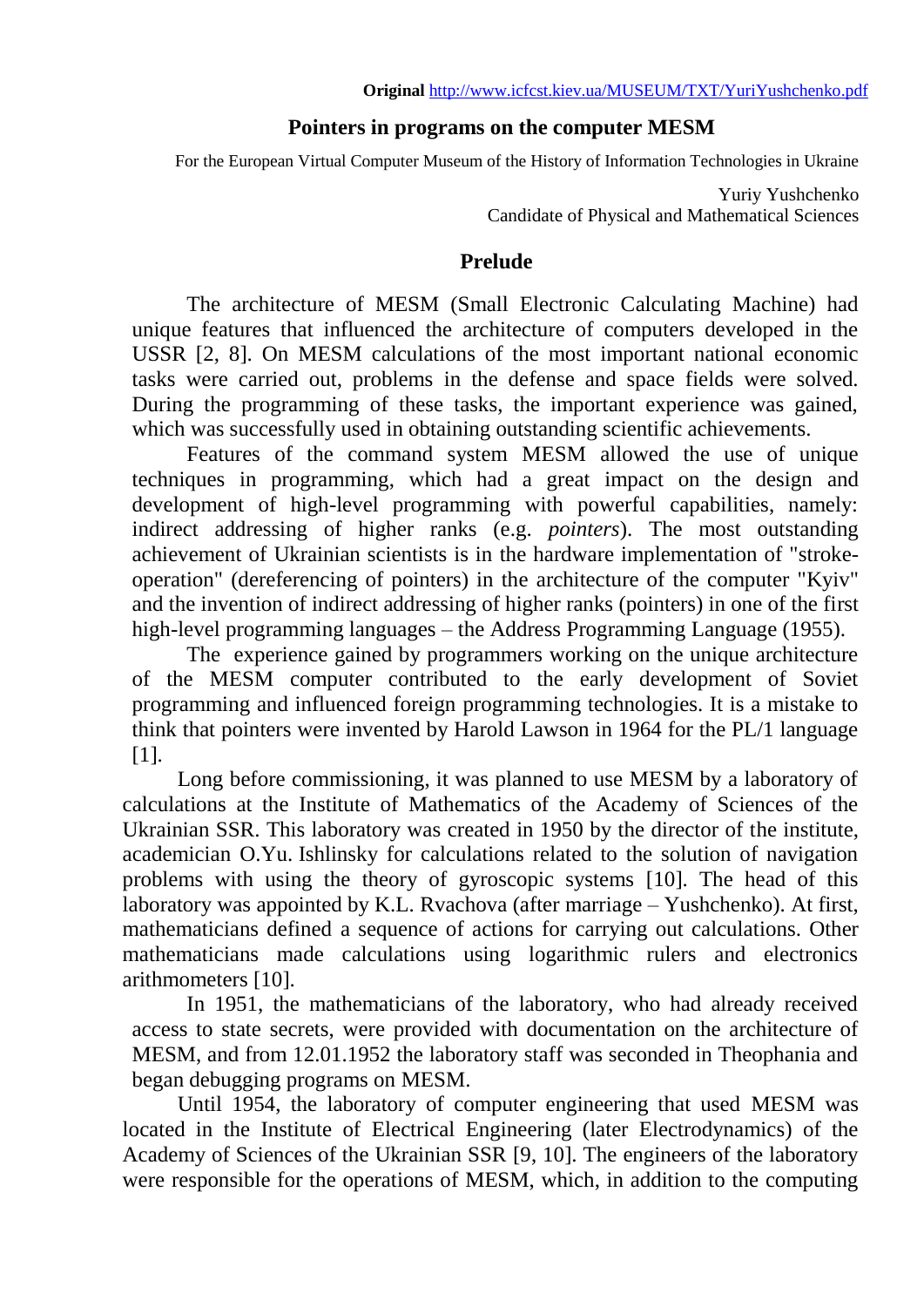**Original** http://www.icfcst.kiev.ua/MUSEUM/TXT/YuriYushchenko.pdf

# Pointers in programs on the computer MESM

For the European Virtual Computer Museum of the History of Information Technologies in Ukraine

Yuriy Yushchenko
Candidate of Physical and Mathematical Sciences

## Prelude

The architecture of MESM (Small Electronic Calculating Machine) had unique features that influenced the architecture of computers developed in the USSR [2, 8]. On MESM calculations of the most important national economic tasks were carried out, problems in the defense and space fields were solved. During the programming of these tasks, the important experience was gained, which was successfully used in obtaining outstanding scientific achievements.

Features of the command system MESM allowed the use of unique techniques in programming, which had a great impact on the design and development of high-level programming with powerful capabilities, namely: indirect addressing of higher ranks (e.g. *pointers*). The most outstanding achievement of Ukrainian scientists is in the hardware implementation of "stroke-operation" (dereferencing of pointers) in the architecture of the computer "Kyiv" and the invention of indirect addressing of higher ranks (pointers) in one of the first high-level programming languages – the Address Programming Language (1955).

The experience gained by programmers working on the unique architecture of the MESM computer contributed to the early development of Soviet programming and influenced foreign programming technologies. It is a mistake to think that pointers were invented by Harold Lawson in 1964 for the PL/1 language [1].

Long before commissioning, it was planned to use MESM by a laboratory of calculations at the Institute of Mathematics of the Academy of Sciences of the Ukrainian SSR. This laboratory was created in 1950 by the director of the institute, academician O.Yu. Ishlinsky for calculations related to the solution of navigation problems with using the theory of gyroscopic systems [10]. The head of this laboratory was appointed by K.L. Rvachova (after marriage – Yushchenko). At first, mathematicians defined a sequence of actions for carrying out calculations. Other mathematicians made calculations using logarithmic rulers and electronics arithmometers [10].

In 1951, the mathematicians of the laboratory, who had already received access to state secrets, were provided with documentation on the architecture of MESM, and from 12.01.1952 the laboratory staff was seconded in Theophania and began debugging programs on MESM.

Until 1954, the laboratory of computer engineering that used MESM was located in the Institute of Electrical Engineering (later Electrodynamics) of the Academy of Sciences of the Ukrainian SSR [9, 10]. The engineers of the laboratory were responsible for the operations of MESM, which, in addition to the computing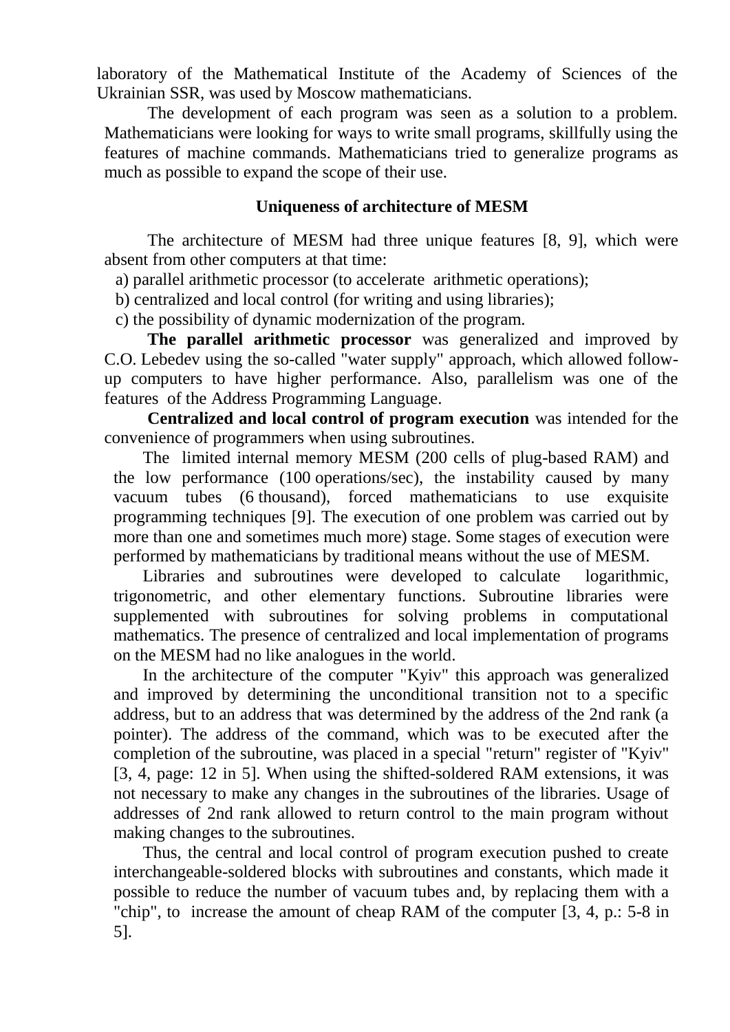laboratory of the Mathematical Institute of the Academy of Sciences of the Ukrainian SSR, was used by Moscow mathematicians.

The development of each program was seen as a solution to a problem. Mathematicians were looking for ways to write small programs, skillfully using the features of machine commands. Mathematicians tried to generalize programs as much as possible to expand the scope of their use.

## Uniqueness of architecture of MESM

The architecture of MESM had three unique features [8, 9], which were absent from other computers at that time:

a) parallel arithmetic processor (to accelerate arithmetic operations);

b) centralized and local control (for writing and using libraries);

c) the possibility of dynamic modernization of the program.

**The parallel arithmetic processor** was generalized and improved by C.O. Lebedev using the so-called "water supply" approach, which allowed follow-up computers to have higher performance. Also, parallelism was one of the features of the Address Programming Language.

**Centralized and local control of program execution** was intended for the convenience of programmers when using subroutines.

The limited internal memory MESM (200 cells of plug-based RAM) and the low performance (100 operations/sec), the instability caused by many vacuum tubes (6 thousand), forced mathematicians to use exquisite programming techniques [9]. The execution of one problem was carried out by more than one and sometimes much more) stage. Some stages of execution were performed by mathematicians by traditional means without the use of MESM.

Libraries and subroutines were developed to calculate logarithmic, trigonometric, and other elementary functions. Subroutine libraries were supplemented with subroutines for solving problems in computational mathematics. The presence of centralized and local implementation of programs on the MESM had no like analogues in the world.

In the architecture of the computer "Kyiv" this approach was generalized and improved by determining the unconditional transition not to a specific address, but to an address that was determined by the address of the 2nd rank (a pointer). The address of the command, which was to be executed after the completion of the subroutine, was placed in a special "return" register of "Kyiv" [3, 4, page: 12 in 5]. When using the shifted-soldered RAM extensions, it was not necessary to make any changes in the subroutines of the libraries. Usage of addresses of 2nd rank allowed to return control to the main program without making changes to the subroutines.

Thus, the central and local control of program execution pushed to create interchangeable-soldered blocks with subroutines and constants, which made it possible to reduce the number of vacuum tubes and, by replacing them with a "chip", to increase the amount of cheap RAM of the computer [3, 4, p.: 5-8 in 5].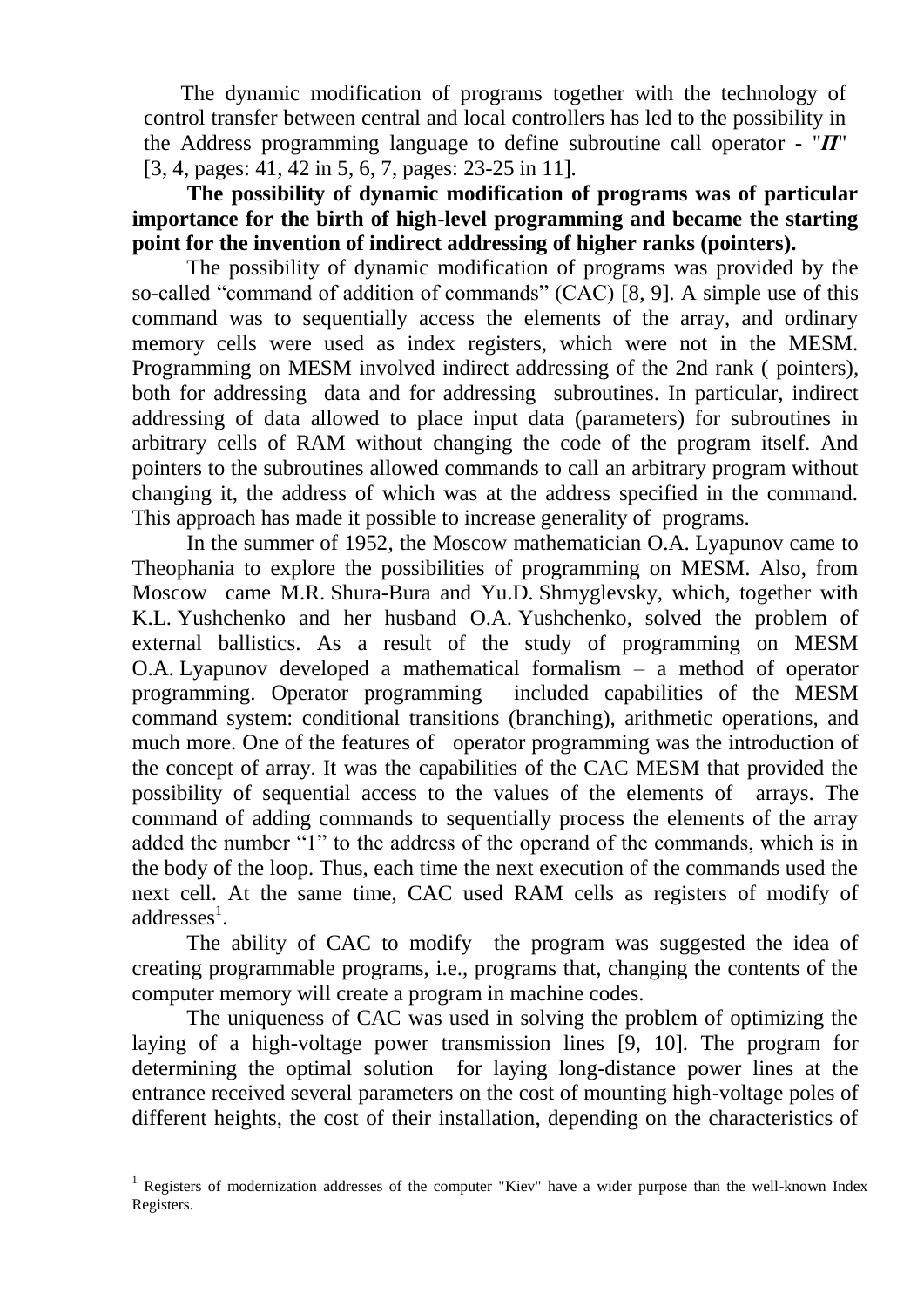The dynamic modification of programs together with the technology of control transfer between central and local controllers has led to the possibility in the Address programming language to define subroutine call operator - "***П***" [3, 4, pages: 41, 42 in 5, 6, 7, pages: 23-25 in 11].

**The possibility of dynamic modification of programs was of particular importance for the birth of high-level programming and became the starting point for the invention of indirect addressing of higher ranks (pointers).**

The possibility of dynamic modification of programs was provided by the so-called "command of addition of commands" (CAC) [8, 9]. A simple use of this command was to sequentially access the elements of the array, and ordinary memory cells were used as index registers, which were not in the MESM. Programming on MESM involved indirect addressing of the 2nd rank ( pointers), both for addressing data and for addressing subroutines. In particular, indirect addressing of data allowed to place input data (parameters) for subroutines in arbitrary cells of RAM without changing the code of the program itself. And pointers to the subroutines allowed commands to call an arbitrary program without changing it, the address of which was at the address specified in the command. This approach has made it possible to increase generality of programs.

In the summer of 1952, the Moscow mathematician O.A. Lyapunov came to Theophania to explore the possibilities of programming on MESM. Also, from Moscow came M.R. Shura-Bura and Yu.D. Shmyglevsky, which, together with K.L. Yushchenko and her husband O.A. Yushchenko, solved the problem of external ballistics. As a result of the study of programming on MESM O.A. Lyapunov developed a mathematical formalism – a method of operator programming. Operator programming included capabilities of the MESM command system: conditional transitions (branching), arithmetic operations, and much more. One of the features of operator programming was the introduction of the concept of array. It was the capabilities of the CAC MESM that provided the possibility of sequential access to the values of the elements of arrays. The command of adding commands to sequentially process the elements of the array added the number "1" to the address of the operand of the commands, which is in the body of the loop. Thus, each time the next execution of the commands used the next cell. At the same time, CAC used RAM cells as registers of modify of addresses[1].

The ability of CAC to modify the program was suggested the idea of creating programmable programs, i.e., programs that, changing the contents of the computer memory will create a program in machine codes.

The uniqueness of CAC was used in solving the problem of optimizing the laying of a high-voltage power transmission lines [9, 10]. The program for determining the optimal solution for laying long-distance power lines at the entrance received several parameters on the cost of mounting high-voltage poles of different heights, the cost of their installation, depending on the characteristics of

---

[1] Registers of modernization addresses of the computer "Kiev" have a wider purpose than the well-known Index Registers.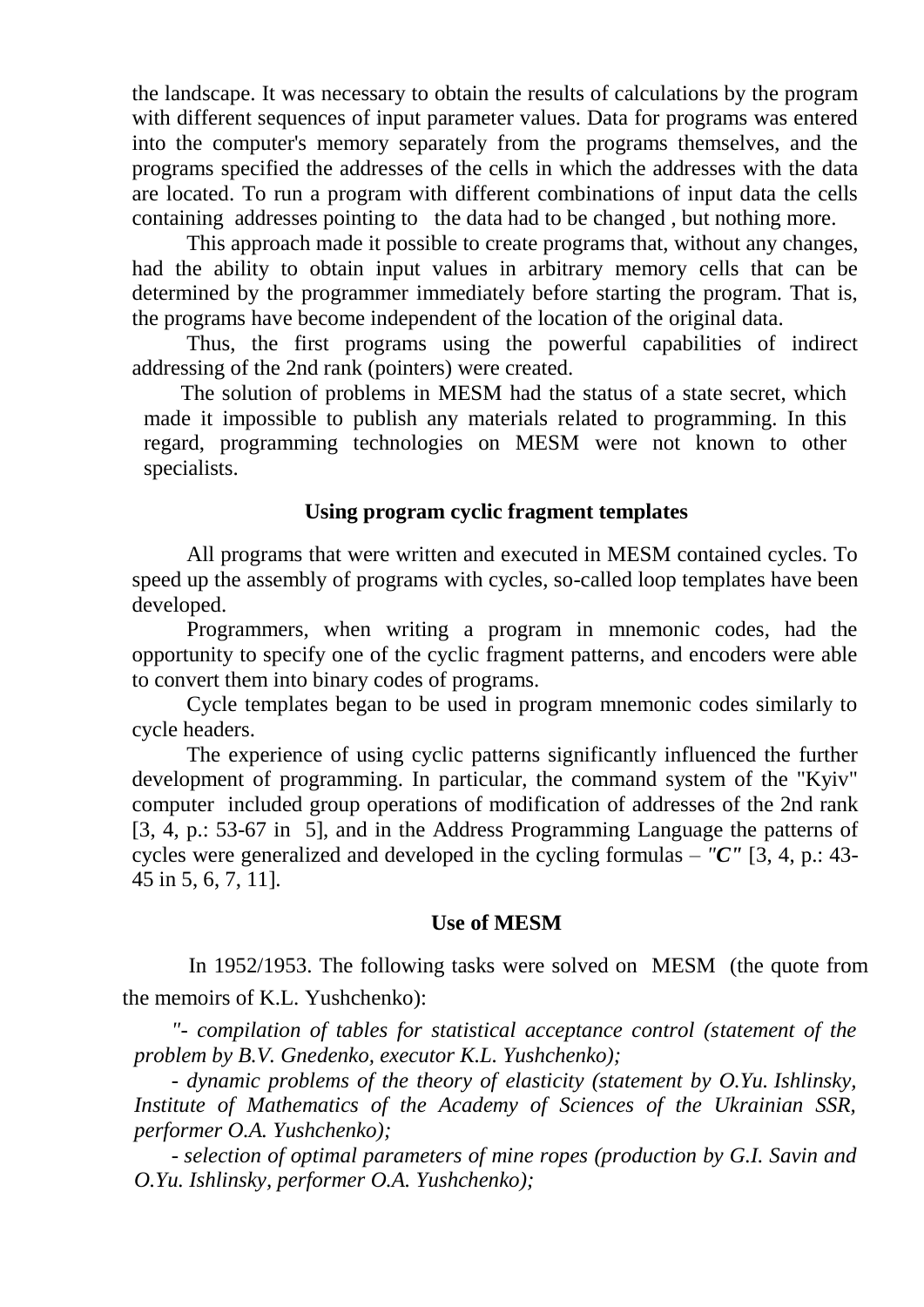the landscape. It was necessary to obtain the results of calculations by the program with different sequences of input parameter values. Data for programs was entered into the computer's memory separately from the programs themselves, and the programs specified the addresses of the cells in which the addresses with the data are located. To run a program with different combinations of input data the cells containing addresses pointing to the data had to be changed , but nothing more.

This approach made it possible to create programs that, without any changes, had the ability to obtain input values in arbitrary memory cells that can be determined by the programmer immediately before starting the program. That is, the programs have become independent of the location of the original data.

Thus, the first programs using the powerful capabilities of indirect addressing of the 2nd rank (pointers) were created.

The solution of problems in MESM had the status of a state secret, which made it impossible to publish any materials related to programming. In this regard, programming technologies on MESM were not known to other specialists.

### Using program cyclic fragment templates

All programs that were written and executed in MESM contained cycles. To speed up the assembly of programs with cycles, so-called loop templates have been developed.

Programmers, when writing a program in mnemonic codes, had the opportunity to specify one of the cyclic fragment patterns, and encoders were able to convert them into binary codes of programs.

Cycle templates began to be used in program mnemonic codes similarly to cycle headers.

The experience of using cyclic patterns significantly influenced the further development of programming. In particular, the command system of the "Kyiv" computer included group operations of modification of addresses of the 2nd rank [3, 4, p.: 53-67 in 5], and in the Address Programming Language the patterns of cycles were generalized and developed in the cycling formulas – *"**C**"* [3, 4, p.: 43-45 in 5, 6, 7, 11].

### Use of MESM

In 1952/1953. The following tasks were solved on MESM (the quote from the memoirs of K.L. Yushchenko):

*"- compilation of tables for statistical acceptance control (statement of the problem by B.V. Gnedenko, executor K.L. Yushchenko);*

*- dynamic problems of the theory of elasticity (statement by O.Yu. Ishlinsky, Institute of Mathematics of the Academy of Sciences of the Ukrainian SSR, performer O.A. Yushchenko);*

*- selection of optimal parameters of mine ropes (production by G.I. Savin and O.Yu. Ishlinsky, performer O.A. Yushchenko);*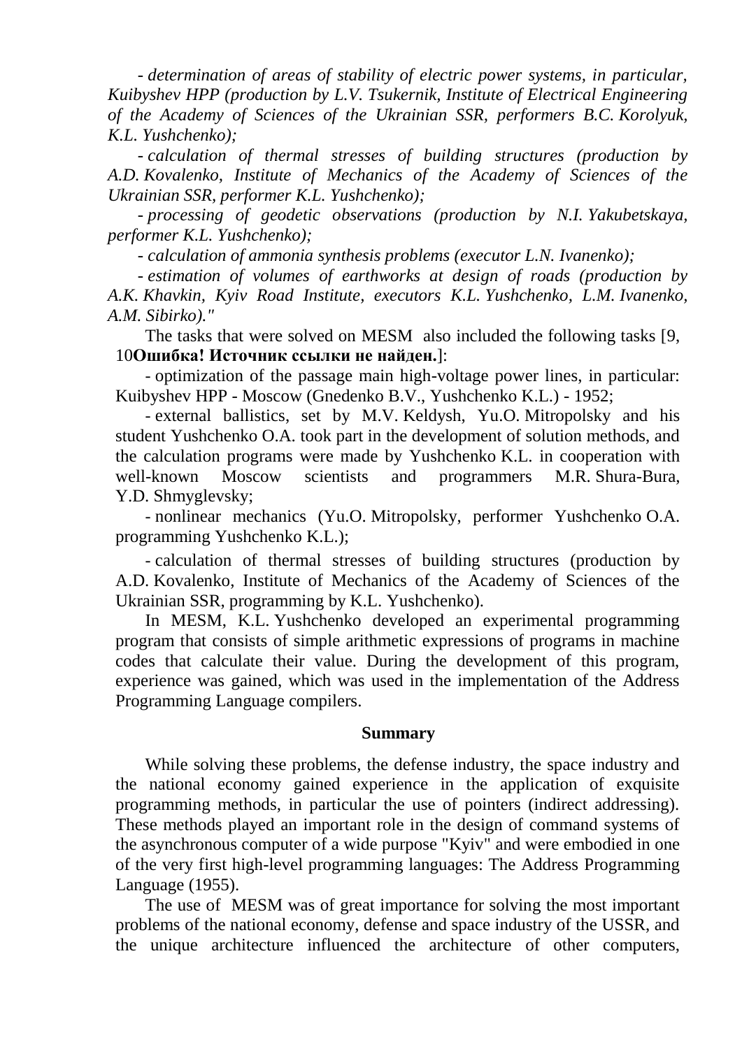*- determination of areas of stability of electric power systems, in particular, Kuibyshev HPP (production by L.V. Tsukernik, Institute of Electrical Engineering of the Academy of Sciences of the Ukrainian SSR, performers B.C. Korolyuk, K.L. Yushchenko);*

*- calculation of thermal stresses of building structures (production by A.D. Kovalenko, Institute of Mechanics of the Academy of Sciences of the Ukrainian SSR, performer K.L. Yushchenko);*

*- processing of geodetic observations (production by N.I. Yakubetskaya, performer K.L. Yushchenko);*

*- calculation of ammonia synthesis problems (executor L.N. Ivanenko);*

*- estimation of volumes of earthworks at design of roads (production by A.K. Khavkin, Kyiv Road Institute, executors K.L. Yushchenko, L.M. Ivanenko, A.M. Sibirko)."*

The tasks that were solved on MESM also included the following tasks [9, 10**Ошибка! Источник ссылки не найден.**]:

- optimization of the passage main high-voltage power lines, in particular: Kuibyshev HPP - Moscow (Gnedenko B.V., Yushchenko K.L.) - 1952;

- external ballistics, set by M.V. Keldysh, Yu.O. Mitropolsky and his student Yushchenko O.A. took part in the development of solution methods, and the calculation programs were made by Yushchenko K.L. in cooperation with well-known Moscow scientists and programmers M.R. Shura-Bura, Y.D. Shmyglevsky;

- nonlinear mechanics (Yu.O. Mitropolsky, performer Yushchenko O.A. programming Yushchenko K.L.);

- calculation of thermal stresses of building structures (production by A.D. Kovalenko, Institute of Mechanics of the Academy of Sciences of the Ukrainian SSR, programming by K.L. Yushchenko).

In MESM, K.L. Yushchenko developed an experimental programming program that consists of simple arithmetic expressions of programs in machine codes that calculate their value. During the development of this program, experience was gained, which was used in the implementation of the Address Programming Language compilers.

## Summary

While solving these problems, the defense industry, the space industry and the national economy gained experience in the application of exquisite programming methods, in particular the use of pointers (indirect addressing). These methods played an important role in the design of command systems of the asynchronous computer of a wide purpose "Kyiv" and were embodied in one of the very first high-level programming languages: The Address Programming Language (1955).

The use of MESM was of great importance for solving the most important problems of the national economy, defense and space industry of the USSR, and the unique architecture influenced the architecture of other computers,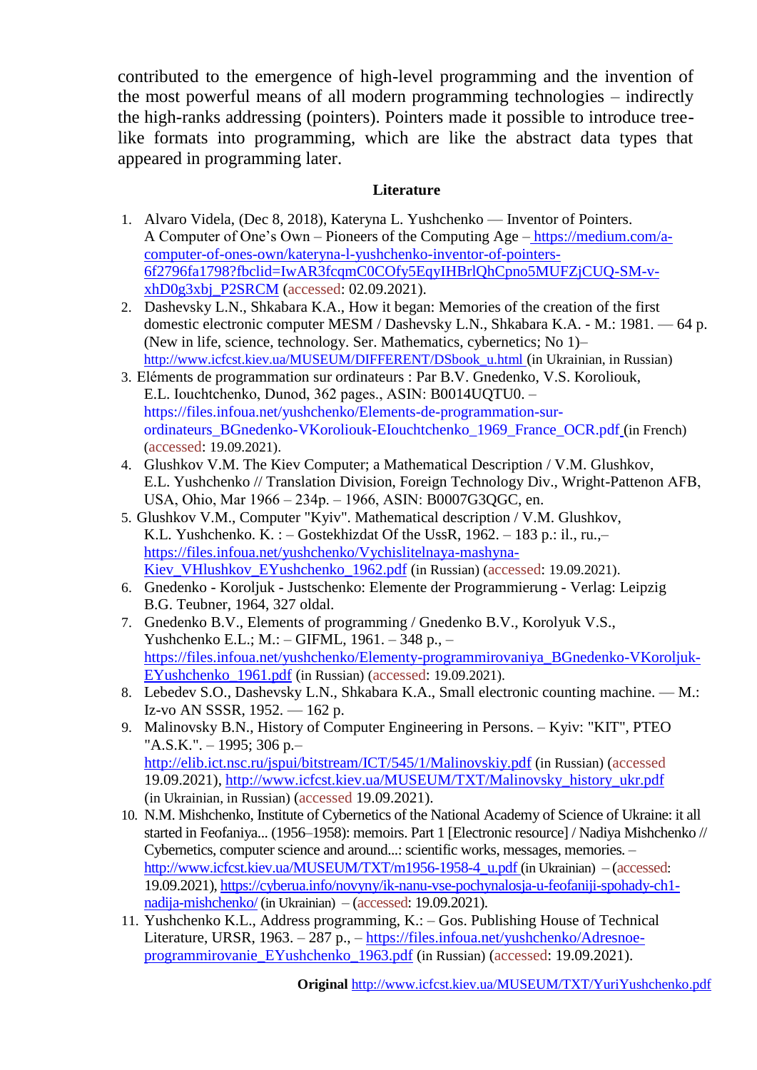contributed to the emergence of high-level programming and the invention of the most powerful means of all modern programming technologies – indirectly the high-ranks addressing (pointers). Pointers made it possible to introduce tree-like formats into programming, which are like the abstract data types that appeared in programming later.

### Literature

1. Alvaro Videla, (Dec 8, 2018), Kateryna L. Yushchenko — Inventor of Pointers. A Computer of One's Own – Pioneers of the Computing Age – https://medium.com/a-computer-of-ones-own/kateryna-l-yushchenko-inventor-of-pointers-6f2796fa1798?fbclid=IwAR3fcqmC0COfy5EqyIHBrlQhCpno5MUFZjCUQ-SM-v-xhD0g3xbj_P2SRCM (accessed: 02.09.2021).
2. Dashevsky L.N., Shkabara K.A., How it began: Memories of the creation of the first domestic electronic computer MESM / Dashevsky L.N., Shkabara K.A. - M.: 1981. — 64 p. (New in life, science, technology. Ser. Mathematics, cybernetics; No 1)– http://www.icfcst.kiev.ua/MUSEUM/DIFFERENT/DSbook_u.html (in Ukrainian, in Russian)
3. Eléments de programmation sur ordinateurs : Par B.V. Gnedenko, V.S. Koroliouk, E.L. Iouchtchenko, Dunod, 362 pages., ASIN: B0014UQTU0. – https://files.infoua.net/yushchenko/Elements-de-programmation-sur-ordinateurs_BGnedenko-VKoroliouk-EIouchtchenko_1969_France_OCR.pdf (in French) (accessed: 19.09.2021).
4. Glushkov V.M. The Kiev Computer; a Mathematical Description / V.M. Glushkov, E.L. Yushchenko // Translation Division, Foreign Technology Div., Wright-Pattenon AFB, USA, Ohio, Mar 1966 – 234p. – 1966, ASIN: B0007G3QGC, en.
5. Glushkov V.M., Computer "Kyiv". Mathematical description / V.M. Glushkov, K.L. Yushchenko. K. : – Gostekhizdat Of the UssR, 1962. – 183 p.: il., ru.,– https://files.infoua.net/yushchenko/Vychislitelnaya-mashyna-Kiev_VHlushkov_EYushchenko_1962.pdf (in Russian) (accessed: 19.09.2021).
6. Gnedenko - Koroljuk - Justschenko: Elemente der Programmierung - Verlag: Leipzig B.G. Teubner, 1964, 327 oldal.
7. Gnedenko B.V., Elements of programming / Gnedenko B.V., Korolyuk V.S., Yushchenko E.L.; M.: – GIFML, 1961. – 348 p., – https://files.infoua.net/yushchenko/Elementy-programmirovaniya_BGnedenko-VKoroljuk-EYushchenko_1961.pdf (in Russian) (accessed: 19.09.2021).
8. Lebedev S.O., Dashevsky L.N., Shkabara K.A., Small electronic counting machine. — M.: Iz-vo AN SSSR, 1952. — 162 p.
9. Malinovsky B.N., History of Computer Engineering in Persons. – Kyiv: "KIT", PTEO "A.S.K.". – 1995; 306 p.– http://elib.ict.nsc.ru/jspui/bitstream/ICT/545/1/Malinovskiy.pdf (in Russian) (accessed 19.09.2021), http://www.icfcst.kiev.ua/MUSEUM/TXT/Malinovsky_history_ukr.pdf (in Ukrainian, in Russian) (accessed 19.09.2021).
10. N.M. Mishchenko, Institute of Cybernetics of the National Academy of Science of Ukraine: it all started in Feofaniya... (1956–1958): memoirs. Part 1 [Electronic resource] / Nadiya Mishchenko // Cybernetics, computer science and around...: scientific works, messages, memories. – http://www.icfcst.kiev.ua/MUSEUM/TXT/m1956-1958-4_u.pdf (in Ukrainian) – (accessed: 19.09.2021), https://cyberua.info/novyny/ik-nanu-vse-pochynalosja-u-feofaniji-spohady-ch1-nadija-mishchenko/ (in Ukrainian) – (accessed: 19.09.2021).
11. Yushchenko K.L., Address programming, K.: – Gos. Publishing House of Technical Literature, URSR, 1963. – 287 p., – https://files.infoua.net/yushchenko/Adresnoe-programmirovanie_EYushchenko_1963.pdf (in Russian) (accessed: 19.09.2021).

**Original** http://www.icfcst.kiev.ua/MUSEUM/TXT/YuriYushchenko.pdf